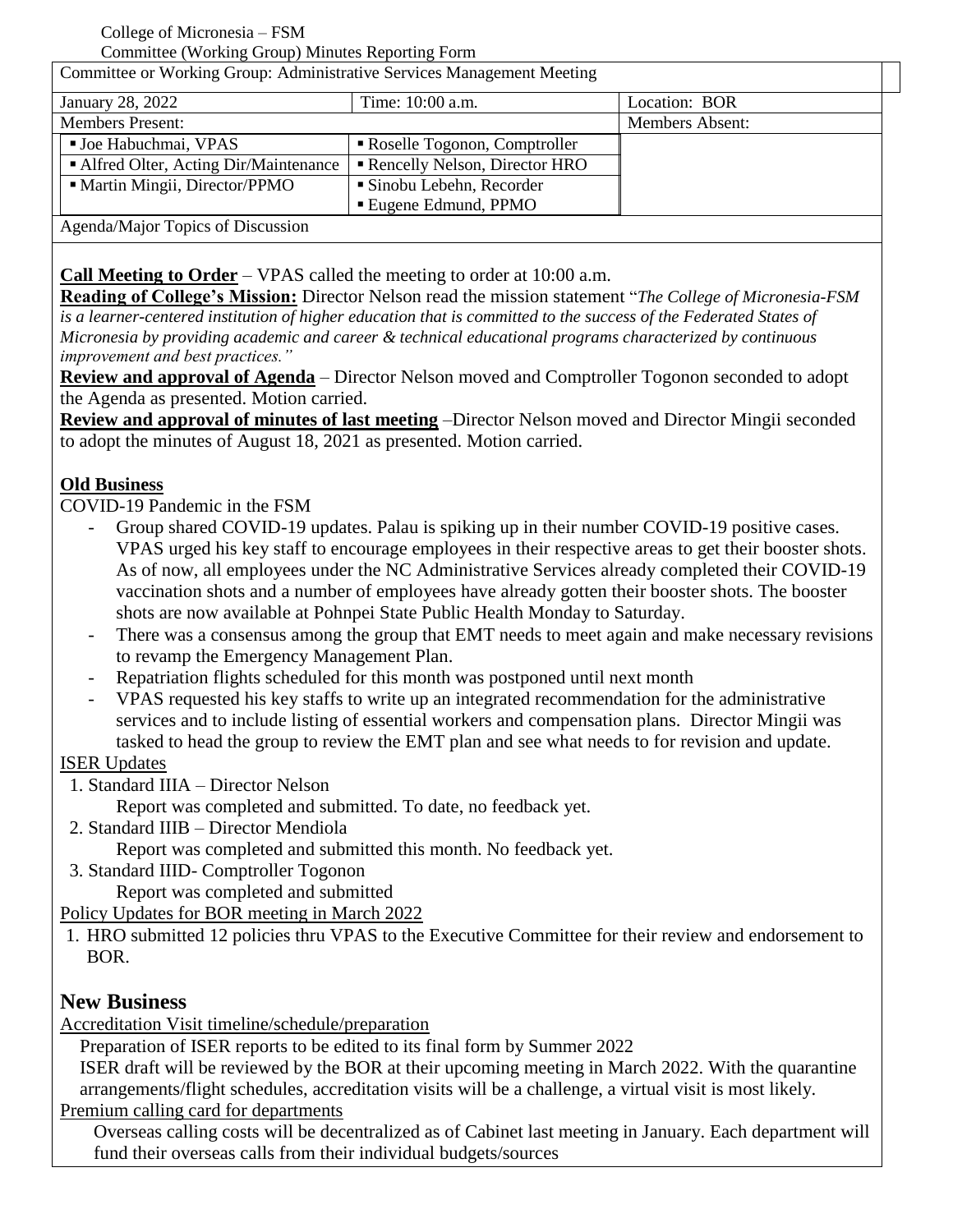College of Micronesia – FSM

Committee (Working Group) Minutes Reporting Form

| Committee or Working Group: Administrative Services Management Meeting | | |
|---|---|---|
| January 28, 2022 | Time: 10:00 a.m. | Location: BOR |
| Members Present: | | Members Absent: |
| ▪ Joe Habuchmai, VPAS | ▪ Roselle Togonon, Comptroller | |
| ▪ Alfred Olter, Acting Dir/Maintenance | ▪ Rencelly Nelson, Director HRO | |
| ▪ Martin Mingii, Director/PPMO | ▪ Sinobu Lebehn, Recorder<br>▪ Eugene Edmund, PPMO | |

Agenda/Major Topics of Discussion

**Call Meeting to Order** – VPAS called the meeting to order at 10:00 a.m.

**Reading of College's Mission:** Director Nelson read the mission statement "*The College of Micronesia-FSM is a learner-centered institution of higher education that is committed to the success of the Federated States of Micronesia by providing academic and career & technical educational programs characterized by continuous improvement and best practices."*

**Review and approval of Agenda** – Director Nelson moved and Comptroller Togonon seconded to adopt the Agenda as presented. Motion carried.

**Review and approval of minutes of last meeting** –Director Nelson moved and Director Mingii seconded to adopt the minutes of August 18, 2021 as presented. Motion carried.

**Old Business**

COVID-19 Pandemic in the FSM

- Group shared COVID-19 updates. Palau is spiking up in their number COVID-19 positive cases. VPAS urged his key staff to encourage employees in their respective areas to get their booster shots. As of now, all employees under the NC Administrative Services already completed their COVID-19 vaccination shots and a number of employees have already gotten their booster shots. The booster shots are now available at Pohnpei State Public Health Monday to Saturday.
- There was a consensus among the group that EMT needs to meet again and make necessary revisions to revamp the Emergency Management Plan.
- Repatriation flights scheduled for this month was postponed until next month
- VPAS requested his key staffs to write up an integrated recommendation for the administrative services and to include listing of essential workers and compensation plans. Director Mingii was tasked to head the group to review the EMT plan and see what needs to for revision and update.

ISER Updates

1. Standard IIIA – Director Nelson
   Report was completed and submitted. To date, no feedback yet.
2. Standard IIIB – Director Mendiola
   Report was completed and submitted this month. No feedback yet.
3. Standard IIID- Comptroller Togonon
   Report was completed and submitted

Policy Updates for BOR meeting in March 2022

1. HRO submitted 12 policies thru VPAS to the Executive Committee for their review and endorsement to BOR.

## New Business

Accreditation Visit timeline/schedule/preparation

Preparation of ISER reports to be edited to its final form by Summer 2022

ISER draft will be reviewed by the BOR at their upcoming meeting in March 2022. With the quarantine arrangements/flight schedules, accreditation visits will be a challenge, a virtual visit is most likely.

Premium calling card for departments

Overseas calling costs will be decentralized as of Cabinet last meeting in January. Each department will fund their overseas calls from their individual budgets/sources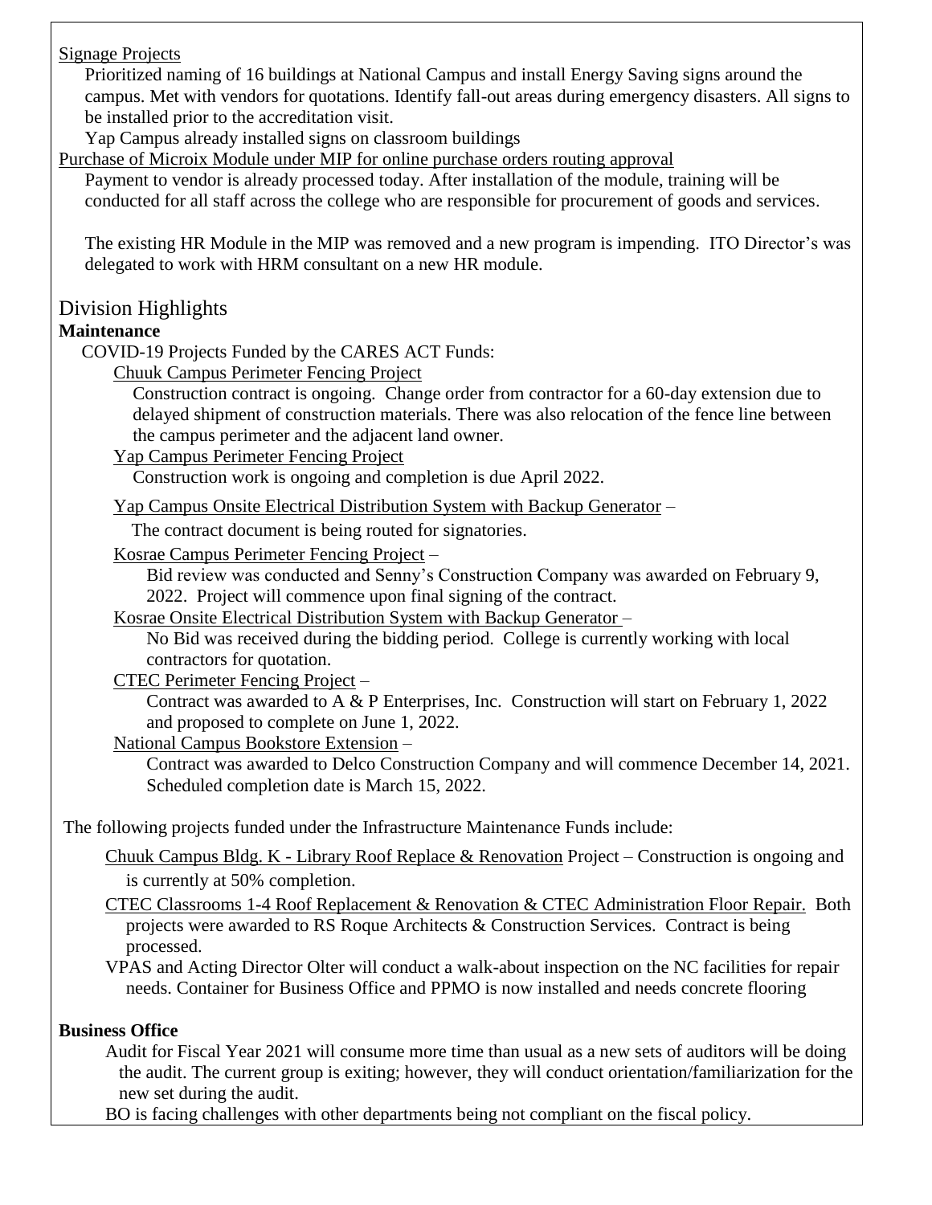Signage Projects

Prioritized naming of 16 buildings at National Campus and install Energy Saving signs around the campus. Met with vendors for quotations. Identify fall-out areas during emergency disasters. All signs to be installed prior to the accreditation visit.

Yap Campus already installed signs on classroom buildings

Purchase of Microix Module under MIP for online purchase orders routing approval

Payment to vendor is already processed today. After installation of the module, training will be conducted for all staff across the college who are responsible for procurement of goods and services.

The existing HR Module in the MIP was removed and a new program is impending. ITO Director's was delegated to work with HRM consultant on a new HR module.

## Division Highlights

**Maintenance**

COVID-19 Projects Funded by the CARES ACT Funds:

Chuuk Campus Perimeter Fencing Project

Construction contract is ongoing. Change order from contractor for a 60-day extension due to delayed shipment of construction materials. There was also relocation of the fence line between the campus perimeter and the adjacent land owner.

Yap Campus Perimeter Fencing Project

Construction work is ongoing and completion is due April 2022.

Yap Campus Onsite Electrical Distribution System with Backup Generator –

The contract document is being routed for signatories.

Kosrae Campus Perimeter Fencing Project –

Bid review was conducted and Senny's Construction Company was awarded on February 9, 2022. Project will commence upon final signing of the contract.

Kosrae Onsite Electrical Distribution System with Backup Generator –

No Bid was received during the bidding period. College is currently working with local contractors for quotation.

CTEC Perimeter Fencing Project –

Contract was awarded to A & P Enterprises, Inc. Construction will start on February 1, 2022 and proposed to complete on June 1, 2022.

National Campus Bookstore Extension –

Contract was awarded to Delco Construction Company and will commence December 14, 2021. Scheduled completion date is March 15, 2022.

The following projects funded under the Infrastructure Maintenance Funds include:

Chuuk Campus Bldg. K - Library Roof Replace & Renovation Project – Construction is ongoing and is currently at 50% completion.

CTEC Classrooms 1-4 Roof Replacement & Renovation & CTEC Administration Floor Repair. Both projects were awarded to RS Roque Architects & Construction Services. Contract is being processed.

VPAS and Acting Director Olter will conduct a walk-about inspection on the NC facilities for repair needs. Container for Business Office and PPMO is now installed and needs concrete flooring

**Business Office**

Audit for Fiscal Year 2021 will consume more time than usual as a new sets of auditors will be doing the audit. The current group is exiting; however, they will conduct orientation/familiarization for the new set during the audit.

BO is facing challenges with other departments being not compliant on the fiscal policy.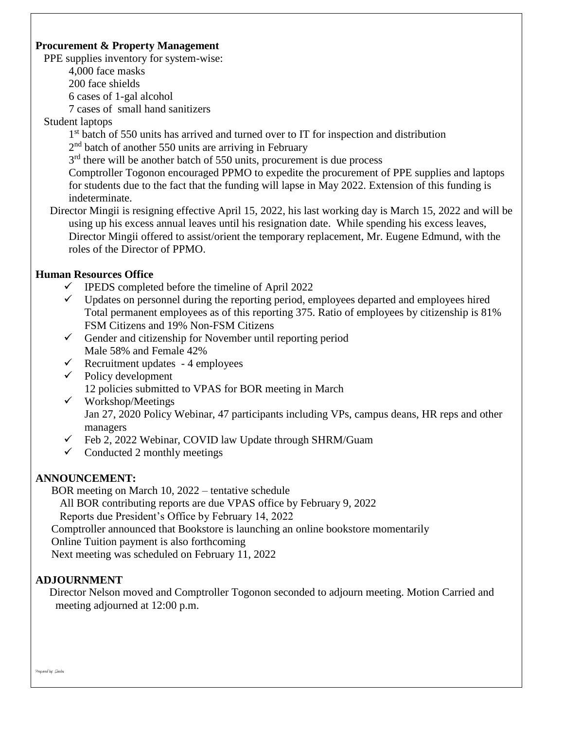**Procurement & Property Management**

PPE supplies inventory for system-wise:

- 4,000 face masks
- 200 face shields
- 6 cases of 1-gal alcohol
- 7 cases of small hand sanitizers

Student laptops

- 1st batch of 550 units has arrived and turned over to IT for inspection and distribution
- 2nd batch of another 550 units are arriving in February
- 3rd there will be another batch of 550 units, procurement is due process
- Comptroller Togonon encouraged PPMO to expedite the procurement of PPE supplies and laptops for students due to the fact that the funding will lapse in May 2022. Extension of this funding is indeterminate.

Director Mingii is resigning effective April 15, 2022, his last working day is March 15, 2022 and will be using up his excess annual leaves until his resignation date. While spending his excess leaves, Director Mingii offered to assist/orient the temporary replacement, Mr. Eugene Edmund, with the roles of the Director of PPMO.

**Human Resources Office**

- ✓ IPEDS completed before the timeline of April 2022
- ✓ Updates on personnel during the reporting period, employees departed and employees hired
  Total permanent employees as of this reporting 375. Ratio of employees by citizenship is 81% FSM Citizens and 19% Non-FSM Citizens
- ✓ Gender and citizenship for November until reporting period
  Male 58% and Female 42%
- ✓ Recruitment updates - 4 employees
- ✓ Policy development
  12 policies submitted to VPAS for BOR meeting in March
- ✓ Workshop/Meetings
  Jan 27, 2020 Policy Webinar, 47 participants including VPs, campus deans, HR reps and other managers
- ✓ Feb 2, 2022 Webinar, COVID law Update through SHRM/Guam
- ✓ Conducted 2 monthly meetings

**ANNOUNCEMENT:**

BOR meeting on March 10, 2022 – tentative schedule

- All BOR contributing reports are due VPAS office by February 9, 2022
- Reports due President's Office by February 14, 2022

Comptroller announced that Bookstore is launching an online bookstore momentarily

Online Tuition payment is also forthcoming

Next meeting was scheduled on February 11, 2022

**ADJOURNMENT**

Director Nelson moved and Comptroller Togonon seconded to adjourn meeting. Motion Carried and meeting adjourned at 12:00 p.m.

Prepared by: Sinobu